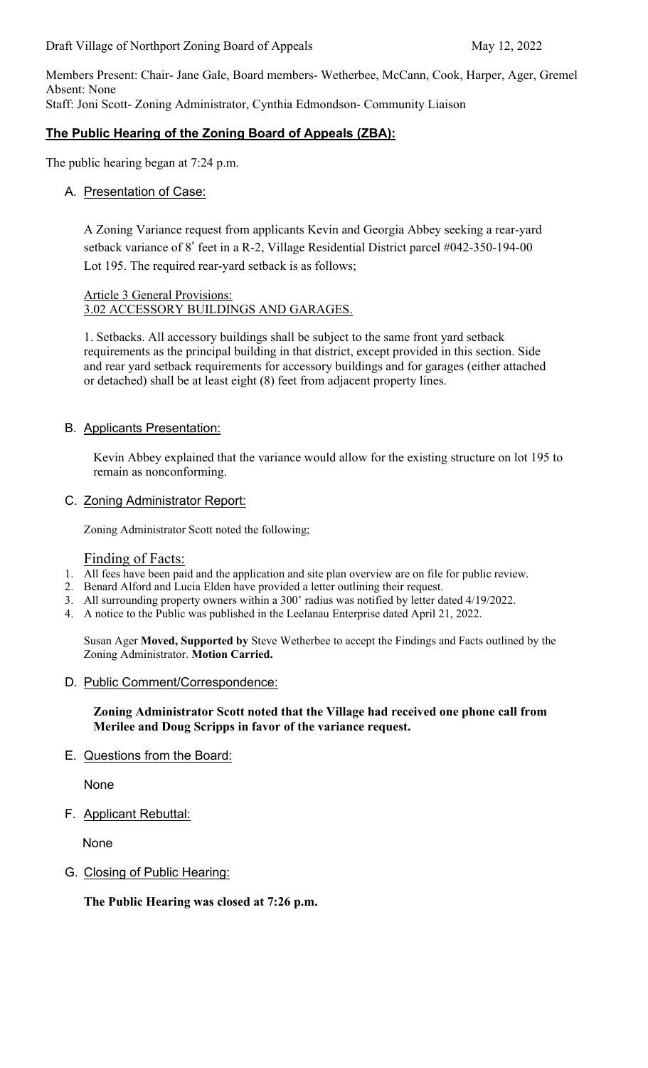Draft Village of Northport Zoning Board of Appeals May 12, 2022

Members Present: Chair- Jane Gale, Board members- Wetherbee, McCann, Cook, Harper, Ager, Gremel
Absent: None
Staff: Joni Scott- Zoning Administrator, Cynthia Edmondson- Community Liaison

## **The Public Hearing of the Zoning Board of Appeals (ZBA):**

The public hearing began at 7:24 p.m.

A. Presentation of Case:

A Zoning Variance request from applicants Kevin and Georgia Abbey seeking a rear-yard setback variance of 8' feet in a R-2, Village Residential District parcel #042-350-194-00 Lot 195. The required rear-yard setback is as follows;

Article 3 General Provisions:
3.02 ACCESSORY BUILDINGS AND GARAGES.

1. Setbacks. All accessory buildings shall be subject to the same front yard setback requirements as the principal building in that district, except provided in this section. Side and rear yard setback requirements for accessory buildings and for garages (either attached or detached) shall be at least eight (8) feet from adjacent property lines.

B. Applicants Presentation:

Kevin Abbey explained that the variance would allow for the existing structure on lot 195 to remain as nonconforming.

C. Zoning Administrator Report:

Zoning Administrator Scott noted the following;

Finding of Facts:

1. All fees have been paid and the application and site plan overview are on file for public review.
2. Benard Alford and Lucia Elden have provided a letter outlining their request.
3. All surrounding property owners within a 300' radius was notified by letter dated 4/19/2022.
4. A notice to the Public was published in the Leelanau Enterprise dated April 21, 2022.

Susan Ager **Moved, Supported by** Steve Wetherbee to accept the Findings and Facts outlined by the Zoning Administrator. **Motion Carried.**

D. Public Comment/Correspondence:

**Zoning Administrator Scott noted that the Village had received one phone call from Merilee and Doug Scripps in favor of the variance request.**

E. Questions from the Board:

None

F. Applicant Rebuttal:

None

G. Closing of Public Hearing:

**The Public Hearing was closed at 7:26 p.m.**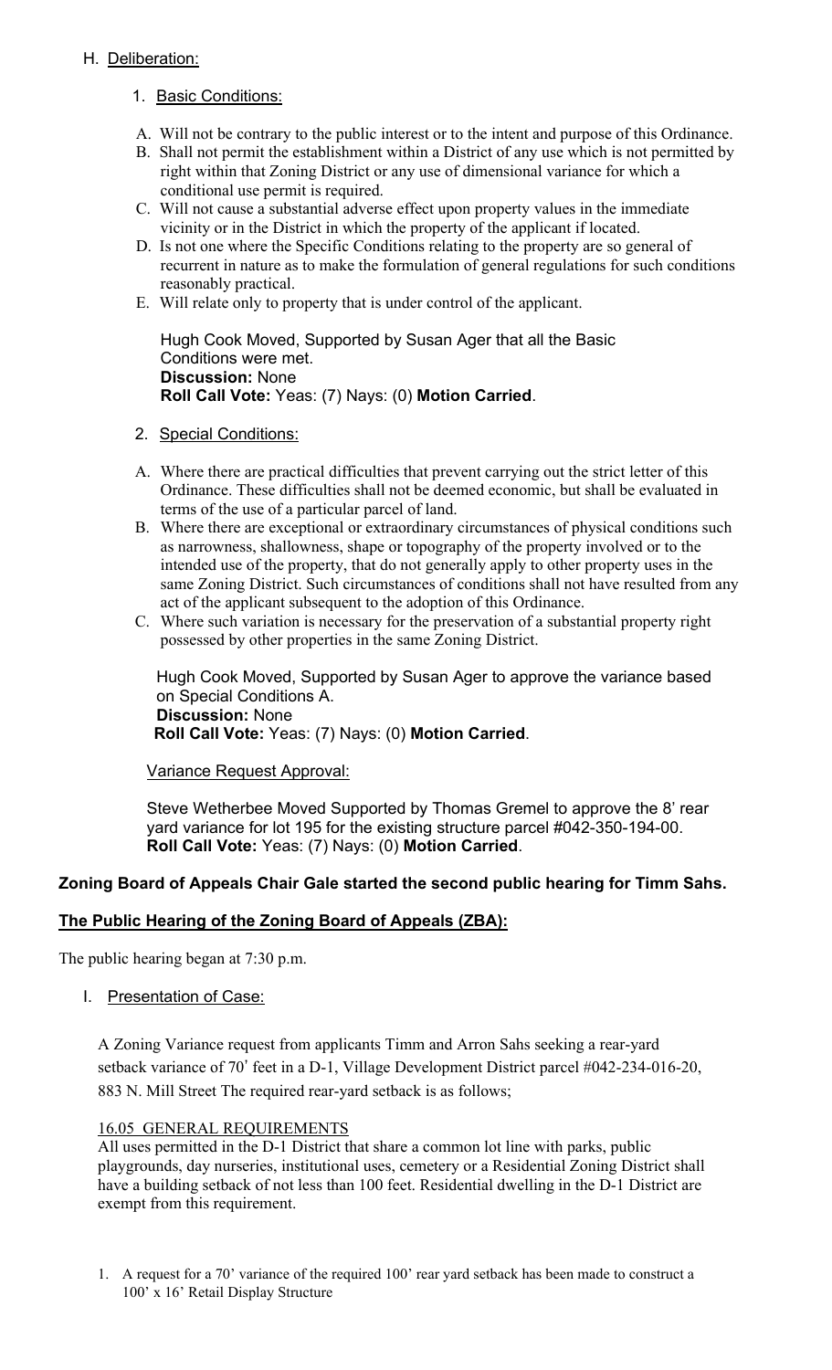H. Deliberation:

1. Basic Conditions:

A. Will not be contrary to the public interest or to the intent and purpose of this Ordinance.
B. Shall not permit the establishment within a District of any use which is not permitted by right within that Zoning District or any use of dimensional variance for which a conditional use permit is required.
C. Will not cause a substantial adverse effect upon property values in the immediate vicinity or in the District in which the property of the applicant if located.
D. Is not one where the Specific Conditions relating to the property are so general of recurrent in nature as to make the formulation of general regulations for such conditions reasonably practical.
E. Will relate only to property that is under control of the applicant.

Hugh Cook Moved, Supported by Susan Ager that all the Basic Conditions were met.
**Discussion:** None
**Roll Call Vote:** Yeas: (7) Nays: (0) **Motion Carried**.

2. Special Conditions:

A. Where there are practical difficulties that prevent carrying out the strict letter of this Ordinance. These difficulties shall not be deemed economic, but shall be evaluated in terms of the use of a particular parcel of land.
B. Where there are exceptional or extraordinary circumstances of physical conditions such as narrowness, shallowness, shape or topography of the property involved or to the intended use of the property, that do not generally apply to other property uses in the same Zoning District. Such circumstances of conditions shall not have resulted from any act of the applicant subsequent to the adoption of this Ordinance.
C. Where such variation is necessary for the preservation of a substantial property right possessed by other properties in the same Zoning District.

Hugh Cook Moved, Supported by Susan Ager to approve the variance based on Special Conditions A.
**Discussion:** None
**Roll Call Vote:** Yeas: (7) Nays: (0) **Motion Carried**.

Variance Request Approval:

Steve Wetherbee Moved Supported by Thomas Gremel to approve the 8' rear yard variance for lot 195 for the existing structure parcel #042-350-194-00.
**Roll Call Vote:** Yeas: (7) Nays: (0) **Motion Carried**.

**Zoning Board of Appeals Chair Gale started the second public hearing for Timm Sahs.**

**The Public Hearing of the Zoning Board of Appeals (ZBA):**

The public hearing began at 7:30 p.m.

I. Presentation of Case:

A Zoning Variance request from applicants Timm and Arron Sahs seeking a rear-yard setback variance of 70' feet in a D-1, Village Development District parcel #042-234-016-20, 883 N. Mill Street The required rear-yard setback is as follows;

16.05 GENERAL REQUIREMENTS
All uses permitted in the D-1 District that share a common lot line with parks, public playgrounds, day nurseries, institutional uses, cemetery or a Residential Zoning District shall have a building setback of not less than 100 feet. Residential dwelling in the D-1 District are exempt from this requirement.

1. A request for a 70' variance of the required 100' rear yard setback has been made to construct a 100' x 16' Retail Display Structure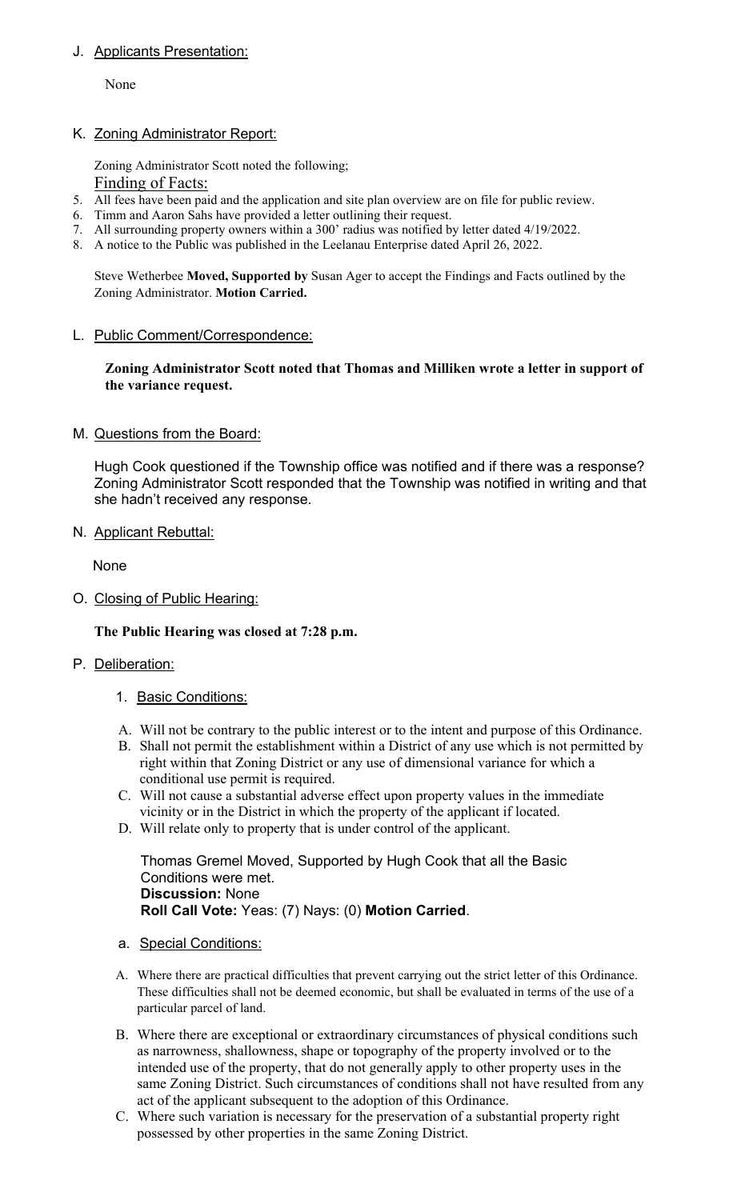J. Applicants Presentation:

None

K. Zoning Administrator Report:

Zoning Administrator Scott noted the following;

Finding of Facts:

5. All fees have been paid and the application and site plan overview are on file for public review.
6. Timm and Aaron Sahs have provided a letter outlining their request.
7. All surrounding property owners within a 300' radius was notified by letter dated 4/19/2022.
8. A notice to the Public was published in the Leelanau Enterprise dated April 26, 2022.

Steve Wetherbee **Moved, Supported by** Susan Ager to accept the Findings and Facts outlined by the Zoning Administrator. **Motion Carried.**

L. Public Comment/Correspondence:

**Zoning Administrator Scott noted that Thomas and Milliken wrote a letter in support of the variance request.**

M. Questions from the Board:

Hugh Cook questioned if the Township office was notified and if there was a response? Zoning Administrator Scott responded that the Township was notified in writing and that she hadn't received any response.

N. Applicant Rebuttal:

None

O. Closing of Public Hearing:

**The Public Hearing was closed at 7:28 p.m.**

P. Deliberation:

1. Basic Conditions:

A. Will not be contrary to the public interest or to the intent and purpose of this Ordinance.
B. Shall not permit the establishment within a District of any use which is not permitted by right within that Zoning District or any use of dimensional variance for which a conditional use permit is required.
C. Will not cause a substantial adverse effect upon property values in the immediate vicinity or in the District in which the property of the applicant if located.
D. Will relate only to property that is under control of the applicant.

Thomas Gremel Moved, Supported by Hugh Cook that all the Basic Conditions were met.
**Discussion:** None
**Roll Call Vote:** Yeas: (7) Nays: (0) **Motion Carried**.

a. Special Conditions:

A. Where there are practical difficulties that prevent carrying out the strict letter of this Ordinance. These difficulties shall not be deemed economic, but shall be evaluated in terms of the use of a particular parcel of land.
B. Where there are exceptional or extraordinary circumstances of physical conditions such as narrowness, shallowness, shape or topography of the property involved or to the intended use of the property, that do not generally apply to other property uses in the same Zoning District. Such circumstances of conditions shall not have resulted from any act of the applicant subsequent to the adoption of this Ordinance.
C. Where such variation is necessary for the preservation of a substantial property right possessed by other properties in the same Zoning District.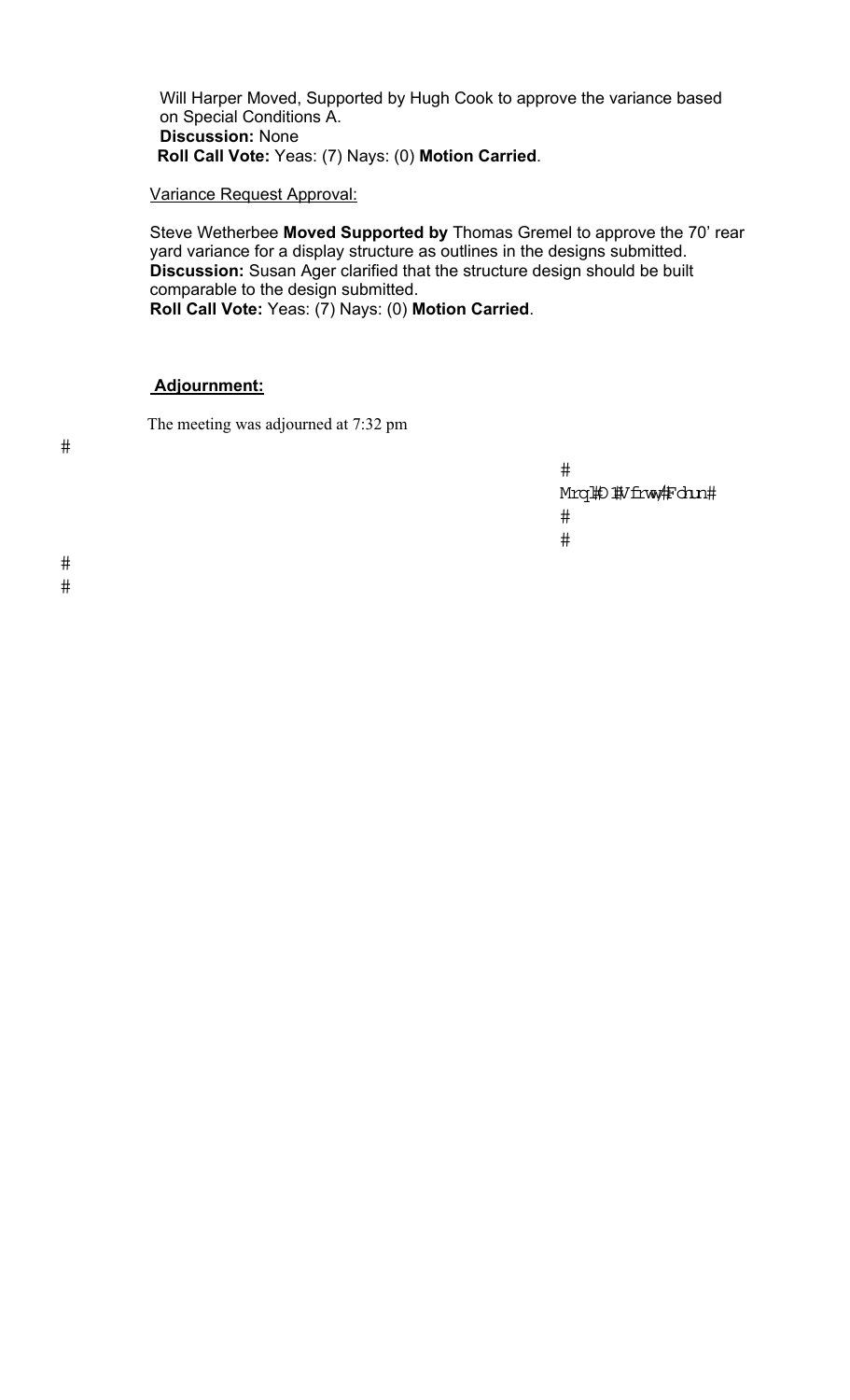Will Harper Moved, Supported by Hugh Cook to approve the variance based on Special Conditions A.
**Discussion:** None
**Roll Call Vote:** Yeas: (7) Nays: (0) **Motion Carried**.

Variance Request Approval:

Steve Wetherbee **Moved Supported by** Thomas Gremel to approve the 70' rear yard variance for a display structure as outlines in the designs submitted.
**Discussion:** Susan Ager clarified that the structure design should be built comparable to the design submitted.
**Roll Call Vote:** Yeas: (7) Nays: (0) **Motion Carried**.

**Adjournment:**

The meeting was adjourned at 7:32 pm

#

#
Mrql#D1#Vfrwy#Fdun#
#
#

#
#